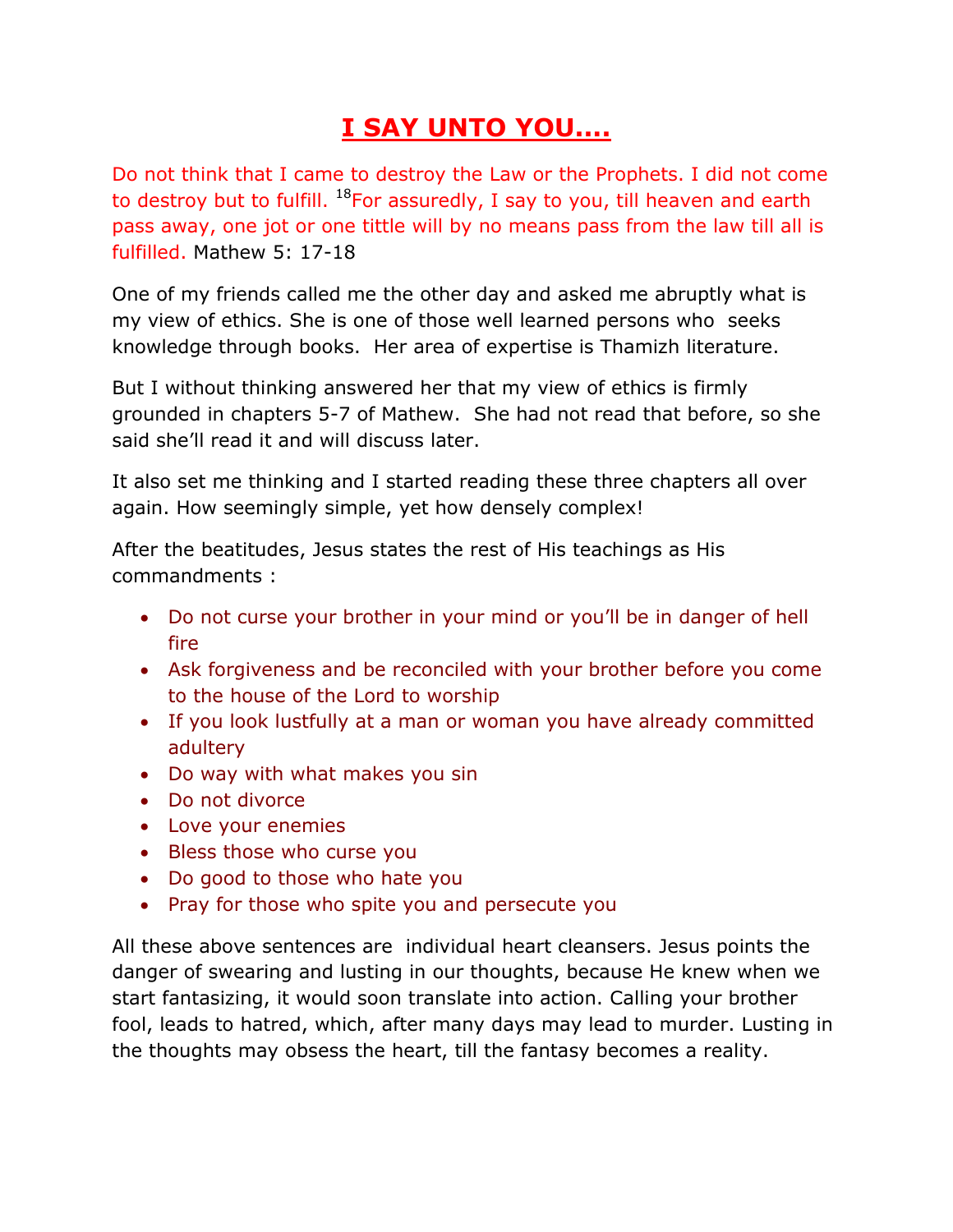# I SAY UNTO YOU….

Do not think that I came to destroy the Law or the Prophets. I did not come to destroy but to fulfill. [18]For assuredly, I say to you, till heaven and earth pass away, one jot or one tittle will by no means pass from the law till all is fulfilled. Mathew 5: 17-18

One of my friends called me the other day and asked me abruptly what is my view of ethics. She is one of those well learned persons who seeks knowledge through books. Her area of expertise is Thamizh literature.

But I without thinking answered her that my view of ethics is firmly grounded in chapters 5-7 of Mathew. She had not read that before, so she said she'll read it and will discuss later.

It also set me thinking and I started reading these three chapters all over again. How seemingly simple, yet how densely complex!

After the beatitudes, Jesus states the rest of His teachings as His commandments :

- Do not curse your brother in your mind or you'll be in danger of hell fire
- Ask forgiveness and be reconciled with your brother before you come to the house of the Lord to worship
- If you look lustfully at a man or woman you have already committed adultery
- Do way with what makes you sin
- Do not divorce
- Love your enemies
- Bless those who curse you
- Do good to those who hate you
- Pray for those who spite you and persecute you

All these above sentences are individual heart cleansers. Jesus points the danger of swearing and lusting in our thoughts, because He knew when we start fantasizing, it would soon translate into action. Calling your brother fool, leads to hatred, which, after many days may lead to murder. Lusting in the thoughts may obsess the heart, till the fantasy becomes a reality.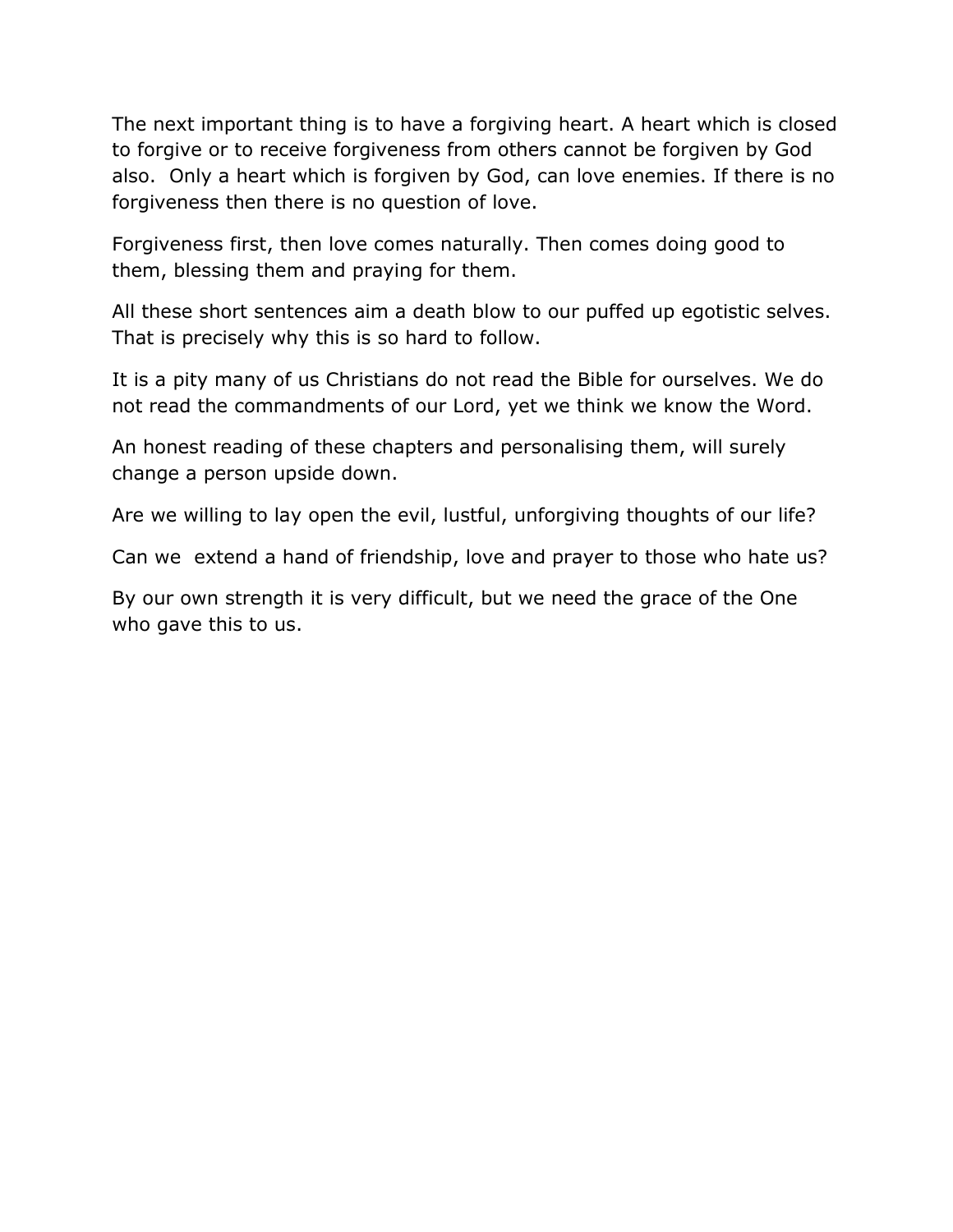The next important thing is to have a forgiving heart. A heart which is closed to forgive or to receive forgiveness from others cannot be forgiven by God also. Only a heart which is forgiven by God, can love enemies. If there is no forgiveness then there is no question of love.

Forgiveness first, then love comes naturally. Then comes doing good to them, blessing them and praying for them.

All these short sentences aim a death blow to our puffed up egotistic selves. That is precisely why this is so hard to follow.

It is a pity many of us Christians do not read the Bible for ourselves. We do not read the commandments of our Lord, yet we think we know the Word.

An honest reading of these chapters and personalising them, will surely change a person upside down.

Are we willing to lay open the evil, lustful, unforgiving thoughts of our life?

Can we extend a hand of friendship, love and prayer to those who hate us?

By our own strength it is very difficult, but we need the grace of the One who gave this to us.